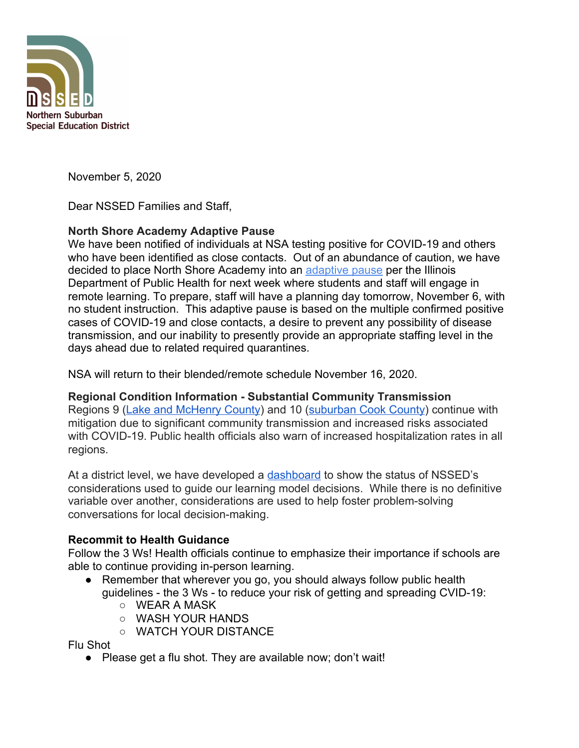NSSED
Northern Suburban
Special Education District

November 5, 2020

Dear NSSED Families and Staff,

**North Shore Academy Adaptive Pause**
We have been notified of individuals at NSA testing positive for COVID-19 and others who have been identified as close contacts. Out of an abundance of caution, we have decided to place North Shore Academy into an adaptive pause per the Illinois Department of Public Health for next week where students and staff will engage in remote learning. To prepare, staff will have a planning day tomorrow, November 6, with no student instruction. This adaptive pause is based on the multiple confirmed positive cases of COVID-19 and close contacts, a desire to prevent any possibility of disease transmission, and our inability to presently provide an appropriate staffing level in the days ahead due to related required quarantines.

NSA will return to their blended/remote schedule November 16, 2020.

**Regional Condition Information - Substantial Community Transmission**
Regions 9 (Lake and McHenry County) and 10 (suburban Cook County) continue with mitigation due to significant community transmission and increased risks associated with COVID-19. Public health officials also warn of increased hospitalization rates in all regions.

At a district level, we have developed a dashboard to show the status of NSSED's considerations used to guide our learning model decisions. While there is no definitive variable over another, considerations are used to help foster problem-solving conversations for local decision-making.

**Recommit to Health Guidance**
Follow the 3 Ws! Health officials continue to emphasize their importance if schools are able to continue providing in-person learning.

- Remember that wherever you go, you should always follow public health guidelines - the 3 Ws - to reduce your risk of getting and spreading CVID-19:
  - WEAR A MASK
  - WASH YOUR HANDS
  - WATCH YOUR DISTANCE

Flu Shot

- Please get a flu shot. They are available now; don't wait!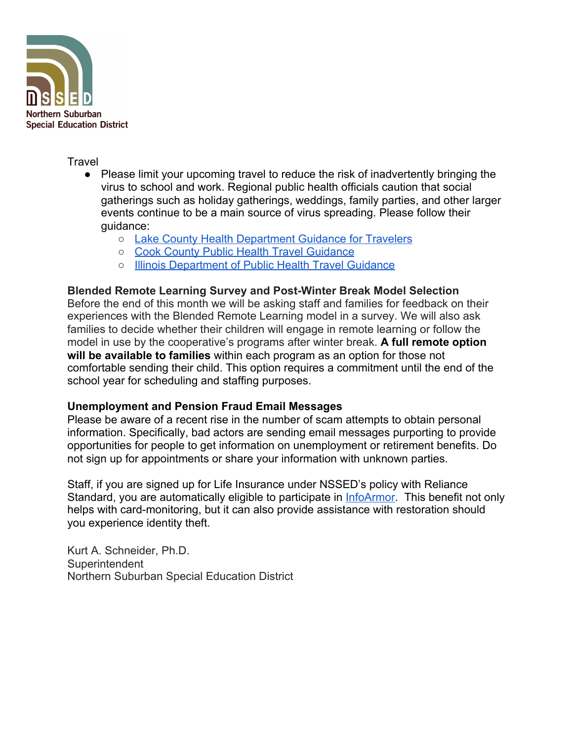Northern Suburban Special Education District

Travel

- Please limit your upcoming travel to reduce the risk of inadvertently bringing the virus to school and work. Regional public health officials caution that social gatherings such as holiday gatherings, weddings, family parties, and other larger events continue to be a main source of virus spreading. Please follow their guidance:
  - Lake County Health Department Guidance for Travelers
  - Cook County Public Health Travel Guidance
  - Illinois Department of Public Health Travel Guidance

**Blended Remote Learning Survey and Post-Winter Break Model Selection**

Before the end of this month we will be asking staff and families for feedback on their experiences with the Blended Remote Learning model in a survey. We will also ask families to decide whether their children will engage in remote learning or follow the model in use by the cooperative's programs after winter break. **A full remote option will be available to families** within each program as an option for those not comfortable sending their child. This option requires a commitment until the end of the school year for scheduling and staffing purposes.

**Unemployment and Pension Fraud Email Messages**

Please be aware of a recent rise in the number of scam attempts to obtain personal information. Specifically, bad actors are sending email messages purporting to provide opportunities for people to get information on unemployment or retirement benefits. Do not sign up for appointments or share your information with unknown parties.

Staff, if you are signed up for Life Insurance under NSSED's policy with Reliance Standard, you are automatically eligible to participate in InfoArmor. This benefit not only helps with card-monitoring, but it can also provide assistance with restoration should you experience identity theft.

Kurt A. Schneider, Ph.D.
Superintendent
Northern Suburban Special Education District